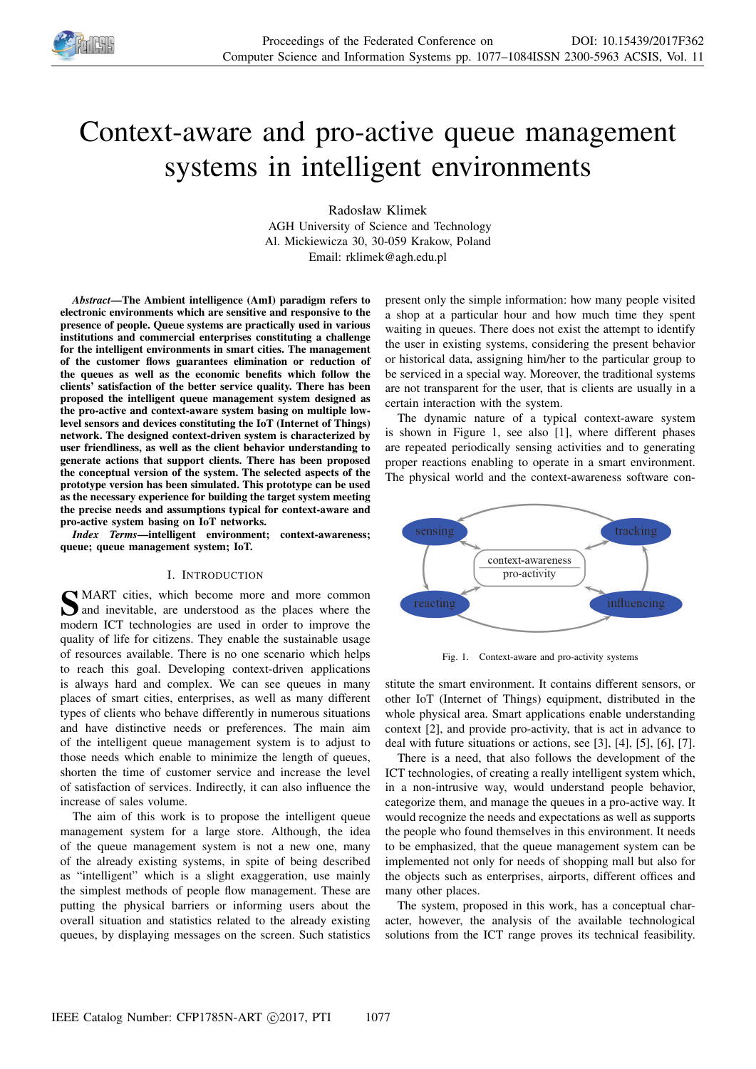# Context-aware and pro-active queue management systems in intelligent environments

Radosław Klimek
AGH University of Science and Technology
Al. Mickiewicza 30, 30-059 Krakow, Poland
Email: rklimek@agh.edu.pl

***Abstract*—The Ambient intelligence (AmI) paradigm refers to electronic environments which are sensitive and responsive to the presence of people. Queue systems are practically used in various institutions and commercial enterprises constituting a challenge for the intelligent environments in smart cities. The management of the customer flows guarantees elimination or reduction of the queues as well as the economic benefits which follow the clients' satisfaction of the better service quality. There has been proposed the intelligent queue management system designed as the pro-active and context-aware system basing on multiple low-level sensors and devices constituting the IoT (Internet of Things) network. The designed context-driven system is characterized by user friendliness, as well as the client behavior understanding to generate actions that support clients. There has been proposed the conceptual version of the system. The selected aspects of the prototype version has been simulated. This prototype can be used as the necessary experience for building the target system meeting the precise needs and assumptions typical for context-aware and pro-active system basing on IoT networks.**

***Index Terms*—intelligent environment; context-awareness; queue; queue management system; IoT.**

## I. Introduction

SMART cities, which become more and more common and inevitable, are understood as the places where the modern ICT technologies are used in order to improve the quality of life for citizens. They enable the sustainable usage of resources available. There is no one scenario which helps to reach this goal. Developing context-driven applications is always hard and complex. We can see queues in many places of smart cities, enterprises, as well as many different types of clients who behave differently in numerous situations and have distinctive needs or preferences. The main aim of the intelligent queue management system is to adjust to those needs which enable to minimize the length of queues, shorten the time of customer service and increase the level of satisfaction of services. Indirectly, it can also influence the increase of sales volume.

The aim of this work is to propose the intelligent queue management system for a large store. Although, the idea of the queue management system is not a new one, many of the already existing systems, in spite of being described as "intelligent" which is a slight exaggeration, use mainly the simplest methods of people flow management. These are putting the physical barriers or informing users about the overall situation and statistics related to the already existing queues, by displaying messages on the screen. Such statistics present only the simple information: how many people visited a shop at a particular hour and how much time they spent waiting in queues. There does not exist the attempt to identify the user in existing systems, considering the present behavior or historical data, assigning him/her to the particular group to be serviced in a special way. Moreover, the traditional systems are not transparent for the user, that is clients are usually in a certain interaction with the system.

The dynamic nature of a typical context-aware system is shown in Figure 1, see also [1], where different phases are repeated periodically sensing activities and to generating proper reactions enabling to operate in a smart environment. The physical world and the context-awareness software constitute the smart environment. It contains different sensors, or other IoT (Internet of Things) equipment, distributed in the whole physical area. Smart applications enable understanding context [2], and provide pro-activity, that is act in advance to deal with future situations or actions, see [3], [4], [5], [6], [7].

sensing
tracking
context-awareness
pro-activity
reacting
influencing

Fig. 1. Context-aware and pro-activity systems

There is a need, that also follows the development of the ICT technologies, of creating a really intelligent system which, in a non-intrusive way, would understand people behavior, categorize them, and manage the queues in a pro-active way. It would recognize the needs and expectations as well as supports the people who found themselves in this environment. It needs to be emphasized, that the queue management system can be implemented not only for needs of shopping mall but also for the objects such as enterprises, airports, different offices and many other places.

The system, proposed in this work, has a conceptual character, however, the analysis of the available technological solutions from the ICT range proves its technical feasibility.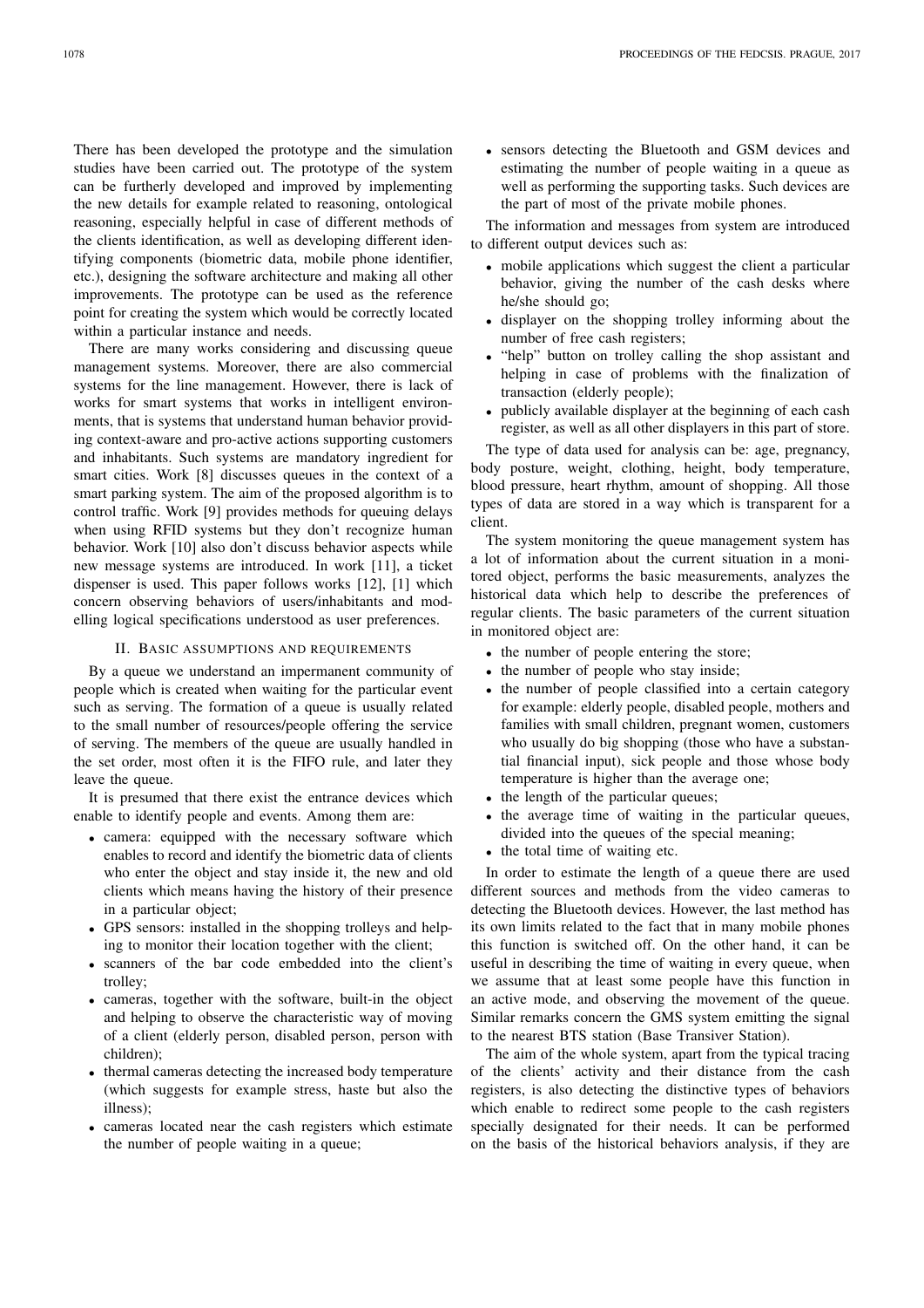There has been developed the prototype and the simulation studies have been carried out. The prototype of the system can be furtherly developed and improved by implementing the new details for example related to reasoning, ontological reasoning, especially helpful in case of different methods of the clients identification, as well as developing different identifying components (biometric data, mobile phone identifier, etc.), designing the software architecture and making all other improvements. The prototype can be used as the reference point for creating the system which would be correctly located within a particular instance and needs.

There are many works considering and discussing queue management systems. Moreover, there are also commercial systems for the line management. However, there is lack of works for smart systems that works in intelligent environments, that is systems that understand human behavior providing context-aware and pro-active actions supporting customers and inhabitants. Such systems are mandatory ingredient for smart cities. Work [8] discusses queues in the context of a smart parking system. The aim of the proposed algorithm is to control traffic. Work [9] provides methods for queuing delays when using RFID systems but they don't recognize human behavior. Work [10] also don't discuss behavior aspects while new message systems are introduced. In work [11], a ticket dispenser is used. This paper follows works [12], [1] which concern observing behaviors of users/inhabitants and modelling logical specifications understood as user preferences.

## II. Basic assumptions and requirements

By a queue we understand an impermanent community of people which is created when waiting for the particular event such as serving. The formation of a queue is usually related to the small number of resources/people offering the service of serving. The members of the queue are usually handled in the set order, most often it is the FIFO rule, and later they leave the queue.

It is presumed that there exist the entrance devices which enable to identify people and events. Among them are:

- camera: equipped with the necessary software which enables to record and identify the biometric data of clients who enter the object and stay inside it, the new and old clients which means having the history of their presence in a particular object;
- GPS sensors: installed in the shopping trolleys and helping to monitor their location together with the client;
- scanners of the bar code embedded into the client's trolley;
- cameras, together with the software, built-in the object and helping to observe the characteristic way of moving of a client (elderly person, disabled person, person with children);
- thermal cameras detecting the increased body temperature (which suggests for example stress, haste but also the illness);
- cameras located near the cash registers which estimate the number of people waiting in a queue;
- sensors detecting the Bluetooth and GSM devices and estimating the number of people waiting in a queue as well as performing the supporting tasks. Such devices are the part of most of the private mobile phones.

The information and messages from system are introduced to different output devices such as:

- mobile applications which suggest the client a particular behavior, giving the number of the cash desks where he/she should go;
- displayer on the shopping trolley informing about the number of free cash registers;
- "help" button on trolley calling the shop assistant and helping in case of problems with the finalization of transaction (elderly people);
- publicly available displayer at the beginning of each cash register, as well as all other displayers in this part of store.

The type of data used for analysis can be: age, pregnancy, body posture, weight, clothing, height, body temperature, blood pressure, heart rhythm, amount of shopping. All those types of data are stored in a way which is transparent for a client.

The system monitoring the queue management system has a lot of information about the current situation in a monitored object, performs the basic measurements, analyzes the historical data which help to describe the preferences of regular clients. The basic parameters of the current situation in monitored object are:

- the number of people entering the store;
- the number of people who stay inside;
- the number of people classified into a certain category for example: elderly people, disabled people, mothers and families with small children, pregnant women, customers who usually do big shopping (those who have a substantial financial input), sick people and those whose body temperature is higher than the average one;
- the length of the particular queues;
- the average time of waiting in the particular queues, divided into the queues of the special meaning;
- the total time of waiting etc.

In order to estimate the length of a queue there are used different sources and methods from the video cameras to detecting the Bluetooth devices. However, the last method has its own limits related to the fact that in many mobile phones this function is switched off. On the other hand, it can be useful in describing the time of waiting in every queue, when we assume that at least some people have this function in an active mode, and observing the movement of the queue. Similar remarks concern the GMS system emitting the signal to the nearest BTS station (Base Transiver Station).

The aim of the whole system, apart from the typical tracing of the clients' activity and their distance from the cash registers, is also detecting the distinctive types of behaviors which enable to redirect some people to the cash registers specially designated for their needs. It can be performed on the basis of the historical behaviors analysis, if they are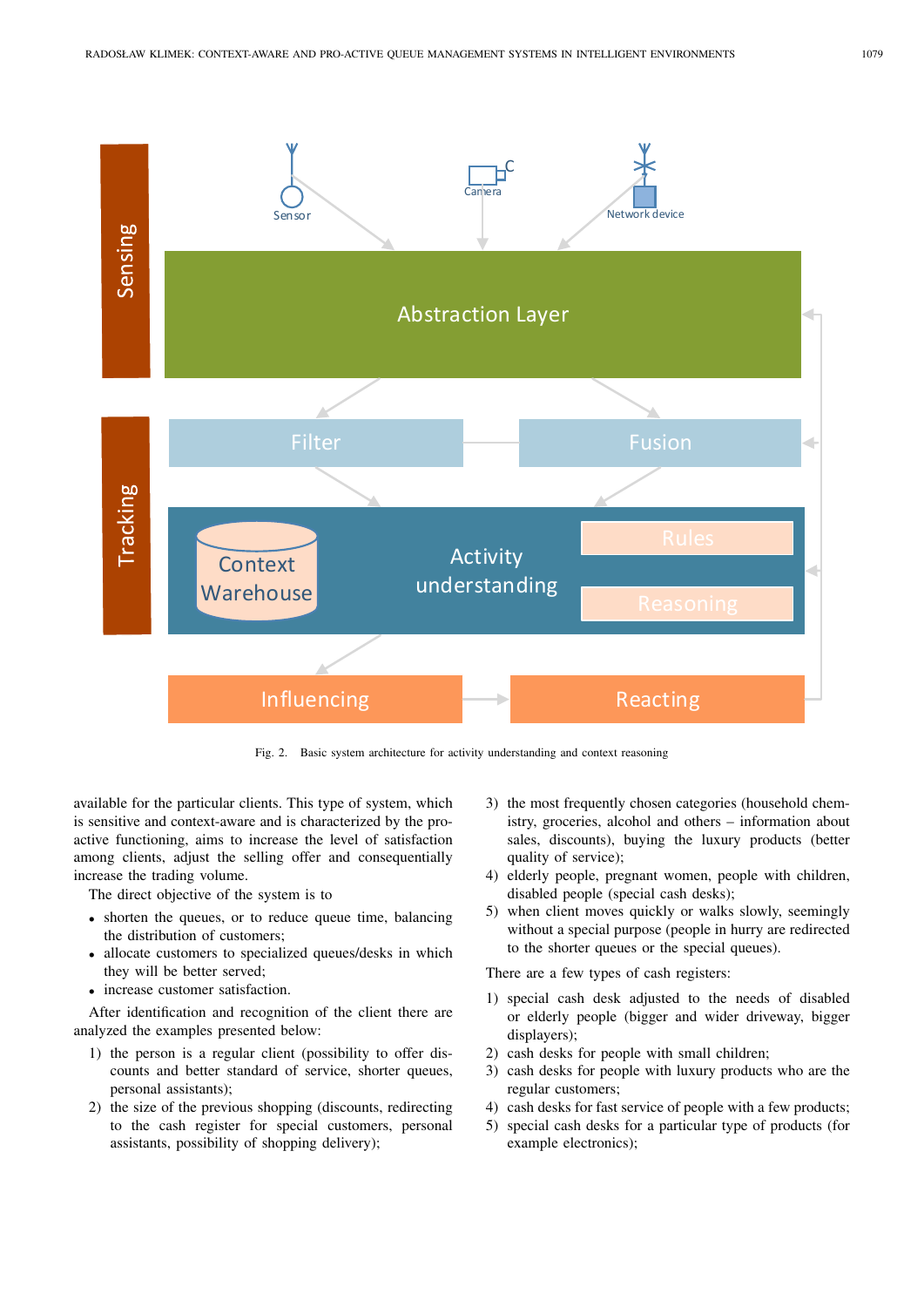Sensing

Sensor

Camera

Network device

Abstraction Layer

Tracking

Filter

Fusion

Context Warehouse

Activity understanding

Rules

Reasoning

Influencing

Reacting

Fig. 2. Basic system architecture for activity understanding and context reasoning

available for the particular clients. This type of system, which is sensitive and context-aware and is characterized by the pro-active functioning, aims to increase the level of satisfaction among clients, adjust the selling offer and consequentially increase the trading volume.

The direct objective of the system is to

- shorten the queues, or to reduce queue time, balancing the distribution of customers;
- allocate customers to specialized queues/desks in which they will be better served;
- increase customer satisfaction.

After identification and recognition of the client there are analyzed the examples presented below:

1) the person is a regular client (possibility to offer discounts and better standard of service, shorter queues, personal assistants);
2) the size of the previous shopping (discounts, redirecting to the cash register for special customers, personal assistants, possibility of shopping delivery);
3) the most frequently chosen categories (household chemistry, groceries, alcohol and others – information about sales, discounts), buying the luxury products (better quality of service);
4) elderly people, pregnant women, people with children, disabled people (special cash desks);
5) when client moves quickly or walks slowly, seemingly without a special purpose (people in hurry are redirected to the shorter queues or the special queues).

There are a few types of cash registers:

1) special cash desk adjusted to the needs of disabled or elderly people (bigger and wider driveway, bigger displayers);
2) cash desks for people with small children;
3) cash desks for people with luxury products who are the regular customers;
4) cash desks for fast service of people with a few products;
5) special cash desks for a particular type of products (for example electronics);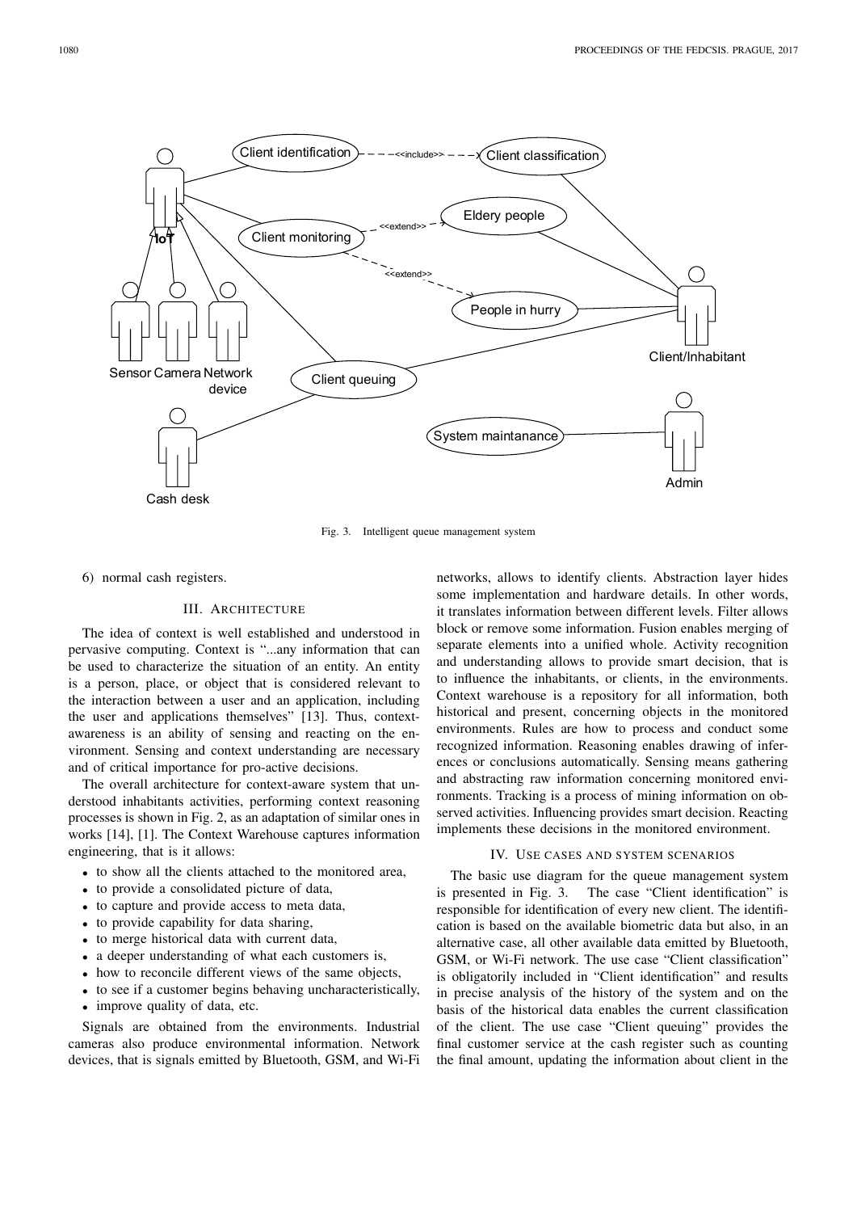Client identification --<<include>>--> Client classification

Client monitoring --<<extend>>--> Eldery people

Client monitoring --<<extend>>--> People in hurry

Client queuing

System maintanance

IoT

Sensor Camera Network device

Cash desk

Client/Inhabitant

Admin

Fig. 3. Intelligent queue management system

6) normal cash registers.

## III. Architecture

The idea of context is well established and understood in pervasive computing. Context is "...any information that can be used to characterize the situation of an entity. An entity is a person, place, or object that is considered relevant to the interaction between a user and an application, including the user and applications themselves" [13]. Thus, context-awareness is an ability of sensing and reacting on the environment. Sensing and context understanding are necessary and of critical importance for pro-active decisions.

The overall architecture for context-aware system that understood inhabitants activities, performing context reasoning processes is shown in Fig. 2, as an adaptation of similar ones in works [14], [1]. The Context Warehouse captures information engineering, that is it allows:

- to show all the clients attached to the monitored area,
- to provide a consolidated picture of data,
- to capture and provide access to meta data,
- to provide capability for data sharing,
- to merge historical data with current data,
- a deeper understanding of what each customers is,
- how to reconcile different views of the same objects,
- to see if a customer begins behaving uncharacteristically,
- improve quality of data, etc.

Signals are obtained from the environments. Industrial cameras also produce environmental information. Network devices, that is signals emitted by Bluetooth, GSM, and Wi-Fi networks, allows to identify clients. Abstraction layer hides some implementation and hardware details. In other words, it translates information between different levels. Filter allows block or remove some information. Fusion enables merging of separate elements into a unified whole. Activity recognition and understanding allows to provide smart decision, that is to influence the inhabitants, or clients, in the environments. Context warehouse is a repository for all information, both historical and present, concerning objects in the monitored environments. Rules are how to process and conduct some recognized information. Reasoning enables drawing of inferences or conclusions automatically. Sensing means gathering and abstracting raw information concerning monitored environments. Tracking is a process of mining information on observed activities. Influencing provides smart decision. Reacting implements these decisions in the monitored environment.

## IV. Use cases and system scenarios

The basic use diagram for the queue management system is presented in Fig. 3. The case "Client identification" is responsible for identification of every new client. The identification is based on the available biometric data but also, in an alternative case, all other available data emitted by Bluetooth, GSM, or Wi-Fi network. The use case "Client classification" is obligatorily included in "Client identification" and results in precise analysis of the history of the system and on the basis of the historical data enables the current classification of the client. The use case "Client queuing" provides the final customer service at the cash register such as counting the final amount, updating the information about client in the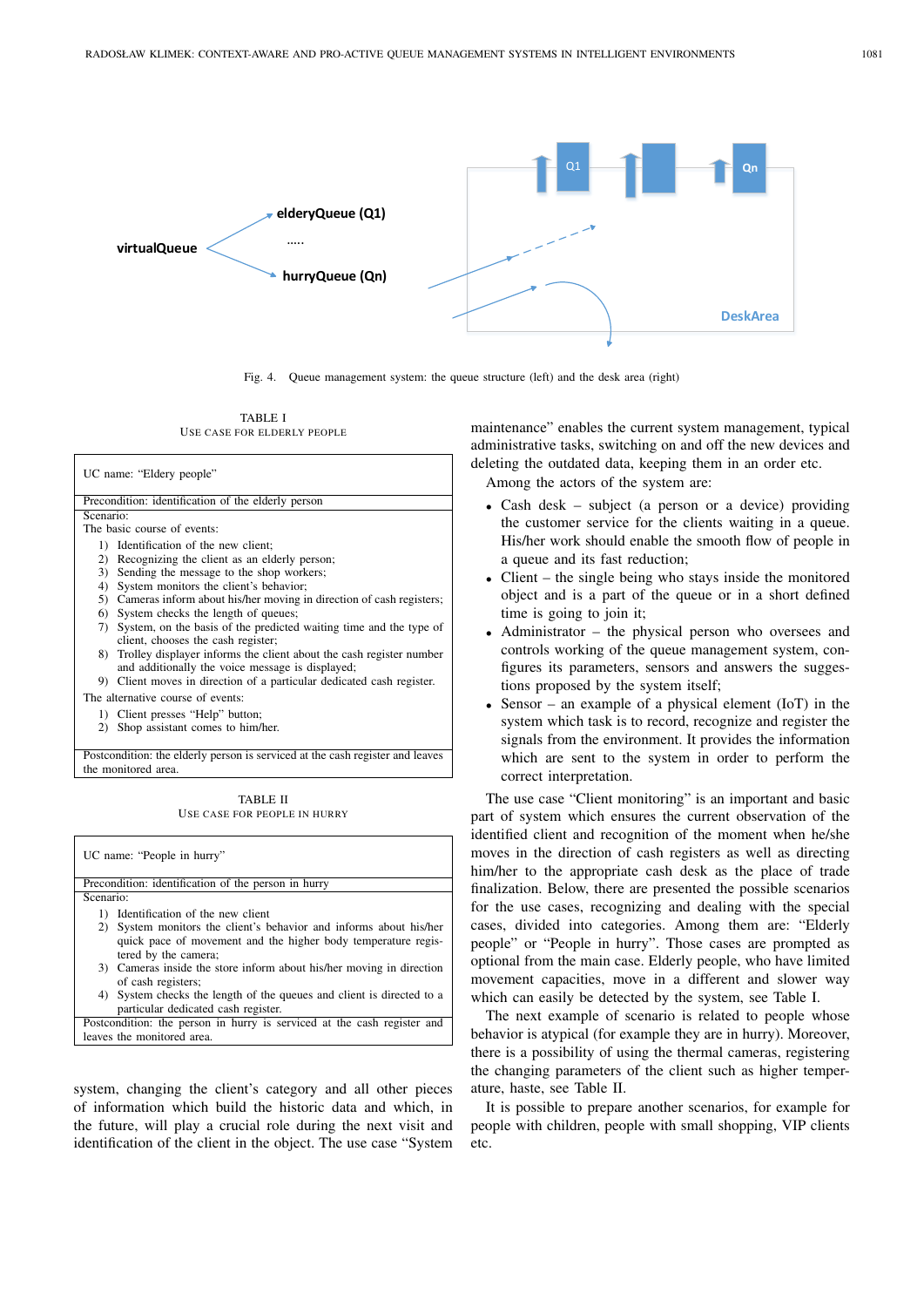virtualQueue

elderyQueue (Q1)

.....

hurryQueue (Qn)

Q1

Qn

DeskArea

Fig. 4. Queue management system: the queue structure (left) and the desk area (right)

TABLE I
USE CASE FOR ELDERLY PEOPLE

UC name: "Eldery people"

Precondition: identification of the elderly person

Scenario:
The basic course of events:

1) Identification of the new client;
2) Recognizing the client as an elderly person;
3) Sending the message to the shop workers;
4) System monitors the client's behavior;
5) Cameras inform about his/her moving in direction of cash registers;
6) System checks the length of queues;
7) System, on the basis of the predicted waiting time and the type of client, chooses the cash register;
8) Trolley displayer informs the client about the cash register number and additionally the voice message is displayed;
9) Client moves in direction of a particular dedicated cash register.

The alternative course of events:

1) Client presses "Help" button;
2) Shop assistant comes to him/her.

Postcondition: the elderly person is serviced at the cash register and leaves the monitored area.

TABLE II
USE CASE FOR PEOPLE IN HURRY

UC name: "People in hurry"

Precondition: identification of the person in hurry

Scenario:

1) Identification of the new client
2) System monitors the client's behavior and informs about his/her quick pace of movement and the higher body temperature registered by the camera;
3) Cameras inside the store inform about his/her moving in direction of cash registers;
4) System checks the length of the queues and client is directed to a particular dedicated cash register.

Postcondition: the person in hurry is serviced at the cash register and leaves the monitored area.

system, changing the client's category and all other pieces of information which build the historic data and which, in the future, will play a crucial role during the next visit and identification of the client in the object. The use case "System maintenance" enables the current system management, typical administrative tasks, switching on and off the new devices and deleting the outdated data, keeping them in an order etc.

Among the actors of the system are:

- Cash desk – subject (a person or a device) providing the customer service for the clients waiting in a queue. His/her work should enable the smooth flow of people in a queue and its fast reduction;
- Client – the single being who stays inside the monitored object and is a part of the queue or in a short defined time is going to join it;
- Administrator – the physical person who oversees and controls working of the queue management system, configures its parameters, sensors and answers the suggestions proposed by the system itself;
- Sensor – an example of a physical element (IoT) in the system which task is to record, recognize and register the signals from the environment. It provides the information which are sent to the system in order to perform the correct interpretation.

The use case "Client monitoring" is an important and basic part of system which ensures the current observation of the identified client and recognition of the moment when he/she moves in the direction of cash registers as well as directing him/her to the appropriate cash desk as the place of trade finalization. Below, there are presented the possible scenarios for the use cases, recognizing and dealing with the special cases, divided into categories. Among them are: "Elderly people" or "People in hurry". Those cases are prompted as optional from the main case. Elderly people, who have limited movement capacities, move in a different and slower way which can easily be detected by the system, see Table I.

The next example of scenario is related to people whose behavior is atypical (for example they are in hurry). Moreover, there is a possibility of using the thermal cameras, registering the changing parameters of the client such as higher temperature, haste, see Table II.

It is possible to prepare another scenarios, for example for people with children, people with small shopping, VIP clients etc.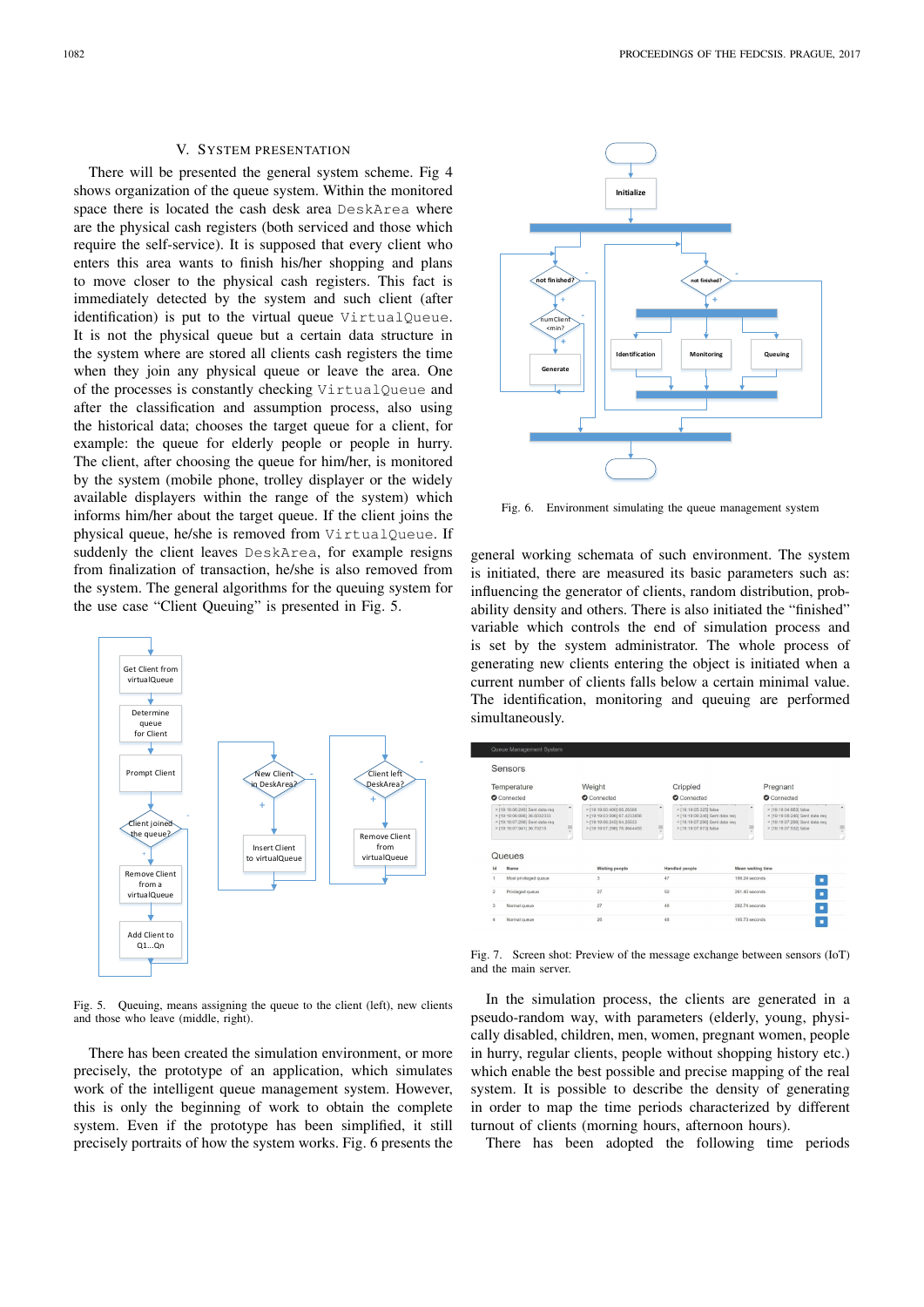## V. SYSTEM PRESENTATION

There will be presented the general system scheme. Fig 4 shows organization of the queue system. Within the monitored space there is located the cash desk area DeskArea where are the physical cash registers (both serviced and those which require the self-service). It is supposed that every client who enters this area wants to finish his/her shopping and plans to move closer to the physical cash registers. This fact is immediately detected by the system and such client (after identification) is put to the virtual queue VirtualQueue. It is not the physical queue but a certain data structure in the system where are stored all clients cash registers the time when they join any physical queue or leave the area. One of the processes is constantly checking VirtualQueue and after the classification and assumption process, also using the historical data; chooses the target queue for a client, for example: the queue for elderly people or people in hurry. The client, after choosing the queue for him/her, is monitored by the system (mobile phone, trolley displayer or the widely available displayers within the range of the system) which informs him/her about the target queue. If the client joins the physical queue, he/she is removed from VirtualQueue. If suddenly the client leaves DeskArea, for example resigns from finalization of transaction, he/she is also removed from the system. The general algorithms for the queuing system for the use case "Client Queuing" is presented in Fig. 5.

Get Client from virtualQueue
Determine queue for Client
Prompt Client
Client joined the queue?
Remove Client from a virtualQueue
Add Client to Q1...Qn

New Client in DeskArea?
Insert Client to virtualQueue

Client left DeskArea?
Remove Client from virtualQueue

Fig. 5. Queuing, means assigning the queue to the client (left), new clients and those who leave (middle, right).

There has been created the simulation environment, or more precisely, the prototype of an application, which simulates work of the intelligent queue management system. However, this is only the beginning of work to obtain the complete system. Even if the prototype has been simplified, it still precisely portraits of how the system works. Fig. 6 presents the general working schemata of such environment. The system is initiated, there are measured its basic parameters such as: influencing the generator of clients, random distribution, probability density and others. There is also initiated the "finished" variable which controls the end of simulation process and is set by the system administrator. The whole process of generating new clients entering the object is initiated when a current number of clients falls below a certain minimal value. The identification, monitoring and queuing are performed simultaneously.

Initialize
not finished?
numClient < min?
Generate
not finished?
Identification
Monitoring
Queuing

Fig. 6. Environment simulating the queue management system

Queue Management System
Sensors
Temperature
Weight
Crippled
Pregnant
Queues

Fig. 7. Screen shot: Preview of the message exchange between sensors (IoT) and the main server.

In the simulation process, the clients are generated in a pseudo-random way, with parameters (elderly, young, physically disabled, children, men, women, pregnant women, people in hurry, regular clients, people without shopping history etc.) which enable the best possible and precise mapping of the real system. It is possible to describe the density of generating in order to map the time periods characterized by different turnout of clients (morning hours, afternoon hours).

There has been adopted the following time periods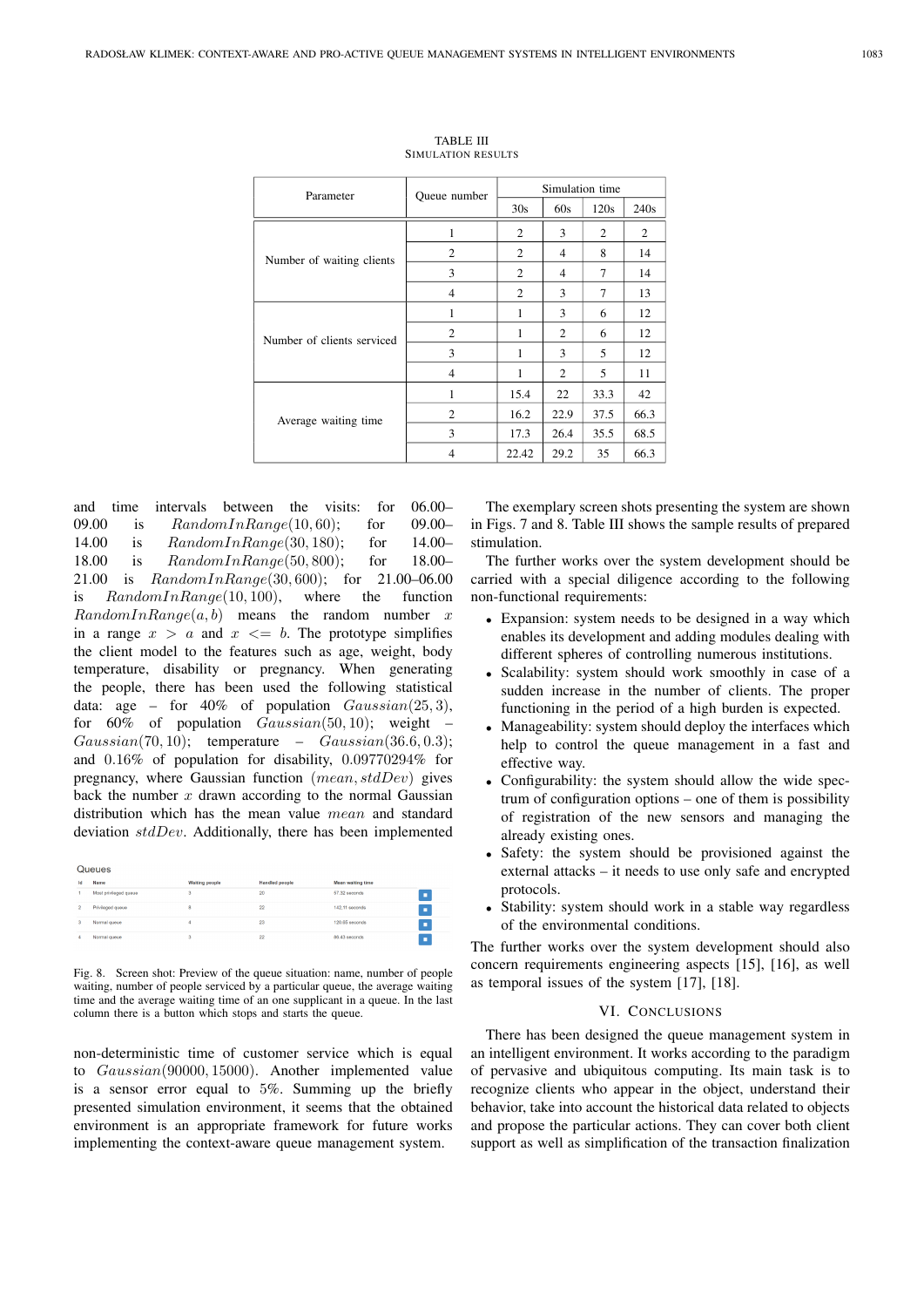TABLE III
SIMULATION RESULTS

| Parameter | Queue number | Simulation time | | | |
|---|---|---|---|---|---|
| | | 30s | 60s | 120s | 240s |
| Number of waiting clients | 1 | 2 | 3 | 2 | 2 |
| | 2 | 2 | 4 | 8 | 14 |
| | 3 | 2 | 4 | 7 | 14 |
| | 4 | 2 | 3 | 7 | 13 |
| Number of clients serviced | 1 | 1 | 3 | 6 | 12 |
| | 2 | 1 | 2 | 6 | 12 |
| | 3 | 1 | 3 | 5 | 12 |
| | 4 | 1 | 2 | 5 | 11 |
| Average waiting time | 1 | 15.4 | 22 | 33.3 | 42 |
| | 2 | 16.2 | 22.9 | 37.5 | 66.3 |
| | 3 | 17.3 | 26.4 | 35.5 | 68.5 |
| | 4 | 22.42 | 29.2 | 35 | 66.3 |

and time intervals between the visits: for 06.00–09.00 is $RandomInRange(10, 60)$; for 09.00–14.00 is $RandomInRange(30, 180)$; for 14.00–18.00 is $RandomInRange(50, 800)$; for 18.00–21.00 is $RandomInRange(30, 600)$; for 21.00–06.00 is $RandomInRange(10, 100)$, where the function $RandomInRange(a, b)$ means the random number $x$ in a range $x > a$ and $x <= b$. The prototype simplifies the client model to the features such as age, weight, body temperature, disability or pregnancy. When generating the people, there has been used the following statistical data: age – for 40% of population $Gaussian(25, 3)$, for 60% of population $Gaussian(50, 10)$; weight – $Gaussian(70, 10)$; temperature – $Gaussian(36.6, 0.3)$; and 0.16% of population for disability, 0.09770294% for pregnancy, where Gaussian function $(mean, stdDev)$ gives back the number $x$ drawn according to the normal Gaussian distribution which has the mean value $mean$ and standard deviation $stdDev$. Additionally, there has been implemented

Queues

| Id | Name | Waiting people | Handled people | Mean waiting time |
|---|---|---|---|---|
| 1 | Most privileged queue | 3 | 20 | 57.32 seconds |
| 2 | Privileged queue | 8 | 22 | 142.11 seconds |
| 3 | Normal queue | 4 | 23 | 120.65 seconds |
| 4 | Normal queue | 3 | 22 | 86.43 seconds |

Fig. 8. Screen shot: Preview of the queue situation: name, number of people waiting, number of people serviced by a particular queue, the average waiting time and the average waiting time of an one supplicant in a queue. In the last column there is a button which stops and starts the queue.

non-deterministic time of customer service which is equal to $Gaussian(90000, 15000)$. Another implemented value is a sensor error equal to 5%. Summing up the briefly presented simulation environment, it seems that the obtained environment is an appropriate framework for future works implementing the context-aware queue management system.

The exemplary screen shots presenting the system are shown in Figs. 7 and 8. Table III shows the sample results of prepared stimulation.

The further works over the system development should be carried with a special diligence according to the following non-functional requirements:

- Expansion: system needs to be designed in a way which enables its development and adding modules dealing with different spheres of controlling numerous institutions.
- Scalability: system should work smoothly in case of a sudden increase in the number of clients. The proper functioning in the period of a high burden is expected.
- Manageability: system should deploy the interfaces which help to control the queue management in a fast and effective way.
- Configurability: the system should allow the wide spectrum of configuration options – one of them is possibility of registration of the new sensors and managing the already existing ones.
- Safety: the system should be provisioned against the external attacks – it needs to use only safe and encrypted protocols.
- Stability: system should work in a stable way regardless of the environmental conditions.

The further works over the system development should also concern requirements engineering aspects [15], [16], as well as temporal issues of the system [17], [18].

## VI. CONCLUSIONS

There has been designed the queue management system in an intelligent environment. It works according to the paradigm of pervasive and ubiquitous computing. Its main task is to recognize clients who appear in the object, understand their behavior, take into account the historical data related to objects and propose the particular actions. They can cover both client support as well as simplification of the transaction finalization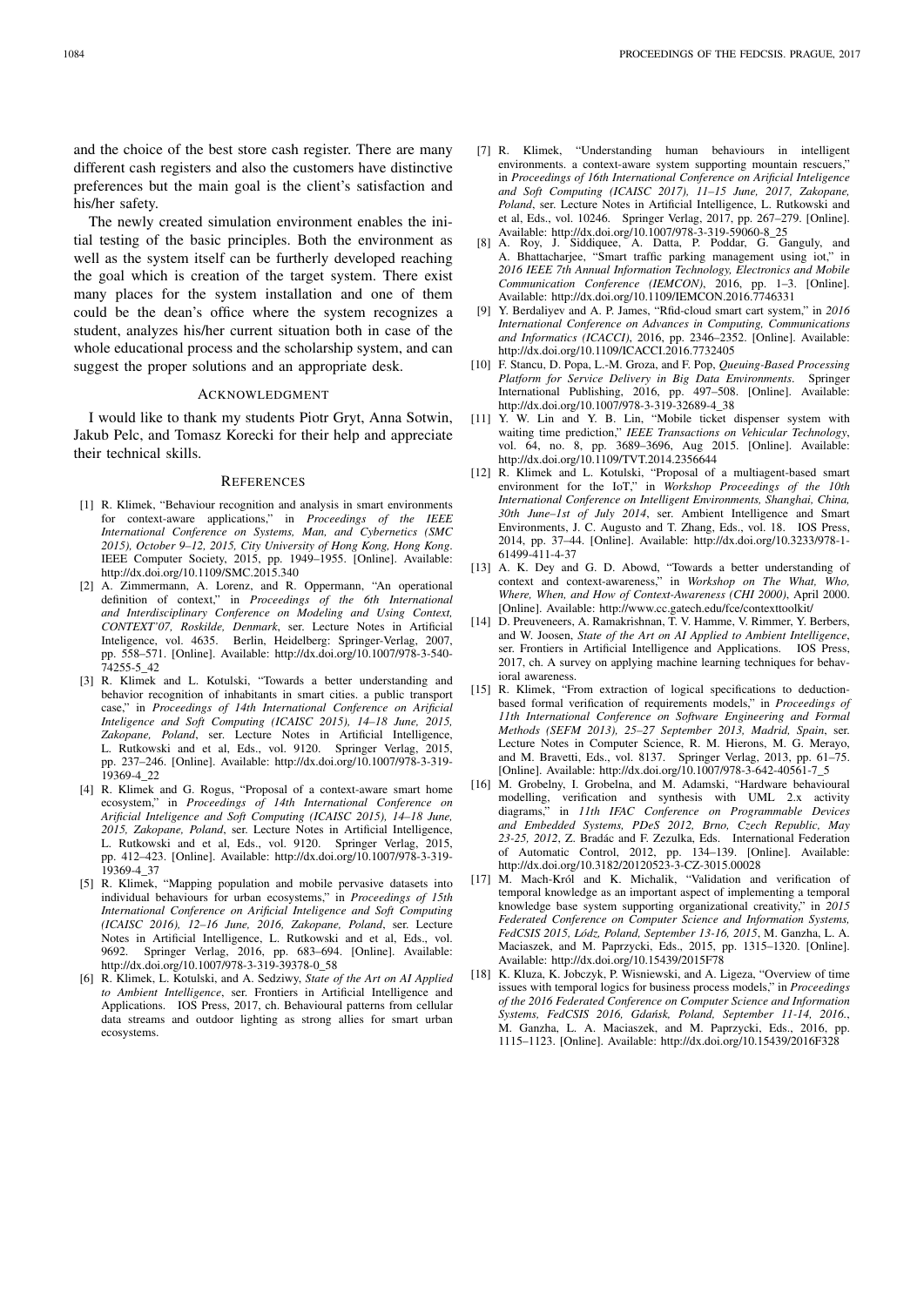and the choice of the best store cash register. There are many different cash registers and also the customers have distinctive preferences but the main goal is the client's satisfaction and his/her safety.

The newly created simulation environment enables the initial testing of the basic principles. Both the environment as well as the system itself can be furtherly developed reaching the goal which is creation of the target system. There exist many places for the system installation and one of them could be the dean's office where the system recognizes a student, analyzes his/her current situation both in case of the whole educational process and the scholarship system, and can suggest the proper solutions and an appropriate desk.

## Acknowledgment

I would like to thank my students Piotr Gryt, Anna Sotwin, Jakub Pelc, and Tomasz Korecki for their help and appreciate their technical skills.

## References

[1] R. Klimek, "Behaviour recognition and analysis in smart environments for context-aware applications," in *Proceedings of the IEEE International Conference on Systems, Man, and Cybernetics (SMC 2015), October 9–12, 2015, City University of Hong Kong, Hong Kong*. IEEE Computer Society, 2015, pp. 1949–1955. [Online]. Available: http://dx.doi.org/10.1109/SMC.2015.340

[2] A. Zimmermann, A. Lorenz, and R. Oppermann, "An operational definition of context," in *Proceedings of the 6th International and Interdisciplinary Conference on Modeling and Using Context, CONTEXT'07, Roskilde, Denmark*, ser. Lecture Notes in Artificial Inteligence, vol. 4635. Berlin, Heidelberg: Springer-Verlag, 2007, pp. 558–571. [Online]. Available: http://dx.doi.org/10.1007/978-3-540-74255-5_42

[3] R. Klimek and L. Kotulski, "Towards a better understanding and behavior recognition of inhabitants in smart cities. a public transport case," in *Proceedings of 14th International Conference on Arificial Inteligence and Soft Computing (ICAISC 2015), 14–18 June, 2015, Zakopane, Poland*, ser. Lecture Notes in Artificial Intelligence, L. Rutkowski and et al, Eds., vol. 9120. Springer Verlag, 2015, pp. 237–246. [Online]. Available: http://dx.doi.org/10.1007/978-3-319-19369-4_22

[4] R. Klimek and G. Rogus, "Proposal of a context-aware smart home ecosystem," in *Proceedings of 14th International Conference on Arificial Inteligence and Soft Computing (ICAISC 2015), 14–18 June, 2015, Zakopane, Poland*, ser. Lecture Notes in Artificial Intelligence, L. Rutkowski and et al, Eds., vol. 9120. Springer Verlag, 2015, pp. 412–423. [Online]. Available: http://dx.doi.org/10.1007/978-3-319-19369-4_37

[5] R. Klimek, "Mapping population and mobile pervasive datasets into individual behaviours for urban ecosystems," in *Proceedings of 15th International Conference on Arificial Inteligence and Soft Computing (ICAISC 2016), 12–16 June, 2016, Zakopane, Poland*, ser. Lecture Notes in Artificial Intelligence, L. Rutkowski and et al, Eds., vol. 9692. Springer Verlag, 2016, pp. 683–694. [Online]. Available: http://dx.doi.org/10.1007/978-3-319-39378-0_58

[6] R. Klimek, L. Kotulski, and A. Sedziwy, *State of the Art on AI Applied to Ambient Intelligence*, ser. Frontiers in Artificial Intelligence and Applications. IOS Press, 2017, ch. Behavioural patterns from cellular data streams and outdoor lighting as strong allies for smart urban ecosystems.

[7] R. Klimek, "Understanding human behaviours in intelligent environments. a context-aware system supporting mountain rescuers," in *Proceedings of 16th International Conference on Arificial Inteligence and Soft Computing (ICAISC 2017), 11–15 June, 2017, Zakopane, Poland*, ser. Lecture Notes in Artificial Intelligence, L. Rutkowski and et al, Eds., vol. 10246. Springer Verlag, 2017, pp. 267–279. [Online]. Available: http://dx.doi.org/10.1007/978-3-319-59060-8_25

[8] A. Roy, J. Siddiquee, A. Datta, P. Poddar, G. Ganguly, and A. Bhattacharjee, "Smart traffic parking management using iot," in *2016 IEEE 7th Annual Information Technology, Electronics and Mobile Communication Conference (IEMCON)*, 2016, pp. 1–3. [Online]. Available: http://dx.doi.org/10.1109/IEMCON.2016.7746331

[9] Y. Berdaliyev and A. P. James, "Rfid-cloud smart cart system," in *2016 International Conference on Advances in Computing, Communications and Informatics (ICACCI)*, 2016, pp. 2346–2352. [Online]. Available: http://dx.doi.org/10.1109/ICACCI.2016.7732405

[10] F. Stancu, D. Popa, L.-M. Groza, and F. Pop, *Queuing-Based Processing Platform for Service Delivery in Big Data Environments*. Springer International Publishing, 2016, pp. 497–508. [Online]. Available: http://dx.doi.org/10.1007/978-3-319-32689-4_38

[11] Y. W. Lin and Y. B. Lin, "Mobile ticket dispenser system with waiting time prediction," *IEEE Transactions on Vehicular Technology*, vol. 64, no. 8, pp. 3689–3696, Aug 2015. [Online]. Available: http://dx.doi.org/10.1109/TVT.2014.2356644

[12] R. Klimek and L. Kotulski, "Proposal of a multiagent-based smart environment for the IoT," in *Workshop Proceedings of the 10th International Conference on Intelligent Environments, Shanghai, China, 30th June–1st of July 2014*, ser. Ambient Intelligence and Smart Environments, J. C. Augusto and T. Zhang, Eds., vol. 18. IOS Press, 2014, pp. 37–44. [Online]. Available: http://dx.doi.org/10.3233/978-1-61499-411-4-37

[13] A. K. Dey and G. D. Abowd, "Towards a better understanding of context and context-awareness," in *Workshop on The What, Who, Where, When, and How of Context-Awareness (CHI 2000)*, April 2000. [Online]. Available: http://www.cc.gatech.edu/fce/contexttoolkit/

[14] D. Preuveneers, A. Ramakrishnan, T. V. Hamme, V. Rimmer, Y. Berbers, and W. Joosen, *State of the Art on AI Applied to Ambient Intelligence*, ser. Frontiers in Artificial Intelligence and Applications. IOS Press, 2017, ch. A survey on applying machine learning techniques for behavioral awareness.

[15] R. Klimek, "From extraction of logical specifications to deduction-based formal verification of requirements models," in *Proceedings of 11th International Conference on Software Engineering and Formal Methods (SEFM 2013), 25–27 September 2013, Madrid, Spain*, ser. Lecture Notes in Computer Science, R. M. Hierons, M. G. Merayo, and M. Bravetti, Eds., vol. 8137. Springer Verlag, 2013, pp. 61–75. [Online]. Available: http://dx.doi.org/10.1007/978-3-642-40561-7_5

[16] M. Grobelny, I. Grobelna, and M. Adamski, "Hardware behavioural modelling, verification and synthesis with UML 2.x activity diagrams," in *11th IFAC Conference on Programmable Devices and Embedded Systems, PDeS 2012, Brno, Czech Republic, May 23-25, 2012*, Z. Bradác and F. Zezulka, Eds. International Federation of Automatic Control, 2012, pp. 134–139. [Online]. Available: http://dx.doi.org/10.3182/20120523-3-CZ-3015.00028

[17] M. Mach-Król and K. Michalik, "Validation and verification of temporal knowledge as an important aspect of implementing a temporal knowledge base system supporting organizational creativity," in *2015 Federated Conference on Computer Science and Information Systems, FedCSIS 2015, Łódz, Poland, September 13-16, 2015*, M. Ganzha, L. A. Maciaszek, and M. Paprzycki, Eds., 2015, pp. 1315–1320. [Online]. Available: http://dx.doi.org/10.15439/2015F78

[18] K. Kluza, K. Jobczyk, P. Wisniewski, and A. Ligeza, "Overview of time issues with temporal logics for business process models," in *Proceedings of the 2016 Federated Conference on Computer Science and Information Systems, FedCSIS 2016, Gdańsk, Poland, September 11-14, 2016.*, M. Ganzha, L. A. Maciaszek, and M. Paprzycki, Eds., 2016, pp. 1115–1123. [Online]. Available: http://dx.doi.org/10.15439/2016F328